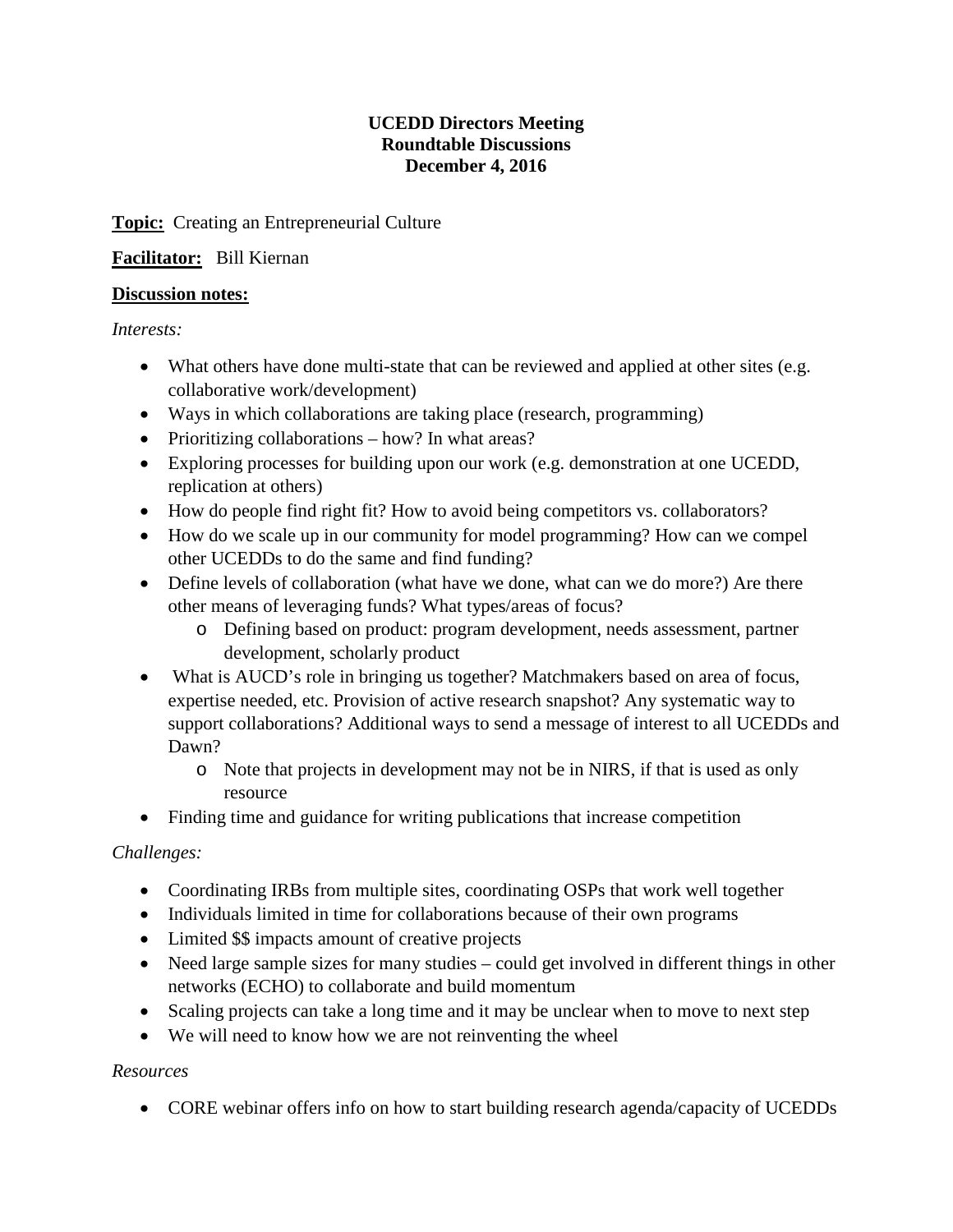**UCEDD Directors Meeting**
**Roundtable Discussions**
**December 4, 2016**

**Topic:** Creating an Entrepreneurial Culture

**Facilitator:** Bill Kiernan

**Discussion notes:**

*Interests:*

- What others have done multi-state that can be reviewed and applied at other sites (e.g. collaborative work/development)
- Ways in which collaborations are taking place (research, programming)
- Prioritizing collaborations – how? In what areas?
- Exploring processes for building upon our work (e.g. demonstration at one UCEDD, replication at others)
- How do people find right fit? How to avoid being competitors vs. collaborators?
- How do we scale up in our community for model programming? How can we compel other UCEDDs to do the same and find funding?
- Define levels of collaboration (what have we done, what can we do more?) Are there other means of leveraging funds? What types/areas of focus?
    - Defining based on product: program development, needs assessment, partner development, scholarly product
- What is AUCD's role in bringing us together? Matchmakers based on area of focus, expertise needed, etc. Provision of active research snapshot? Any systematic way to support collaborations? Additional ways to send a message of interest to all UCEDDs and Dawn?
    - Note that projects in development may not be in NIRS, if that is used as only resource
- Finding time and guidance for writing publications that increase competition

*Challenges:*

- Coordinating IRBs from multiple sites, coordinating OSPs that work well together
- Individuals limited in time for collaborations because of their own programs
- Limited $$ impacts amount of creative projects
- Need large sample sizes for many studies – could get involved in different things in other networks (ECHO) to collaborate and build momentum
- Scaling projects can take a long time and it may be unclear when to move to next step
- We will need to know how we are not reinventing the wheel

*Resources*

- CORE webinar offers info on how to start building research agenda/capacity of UCEDDs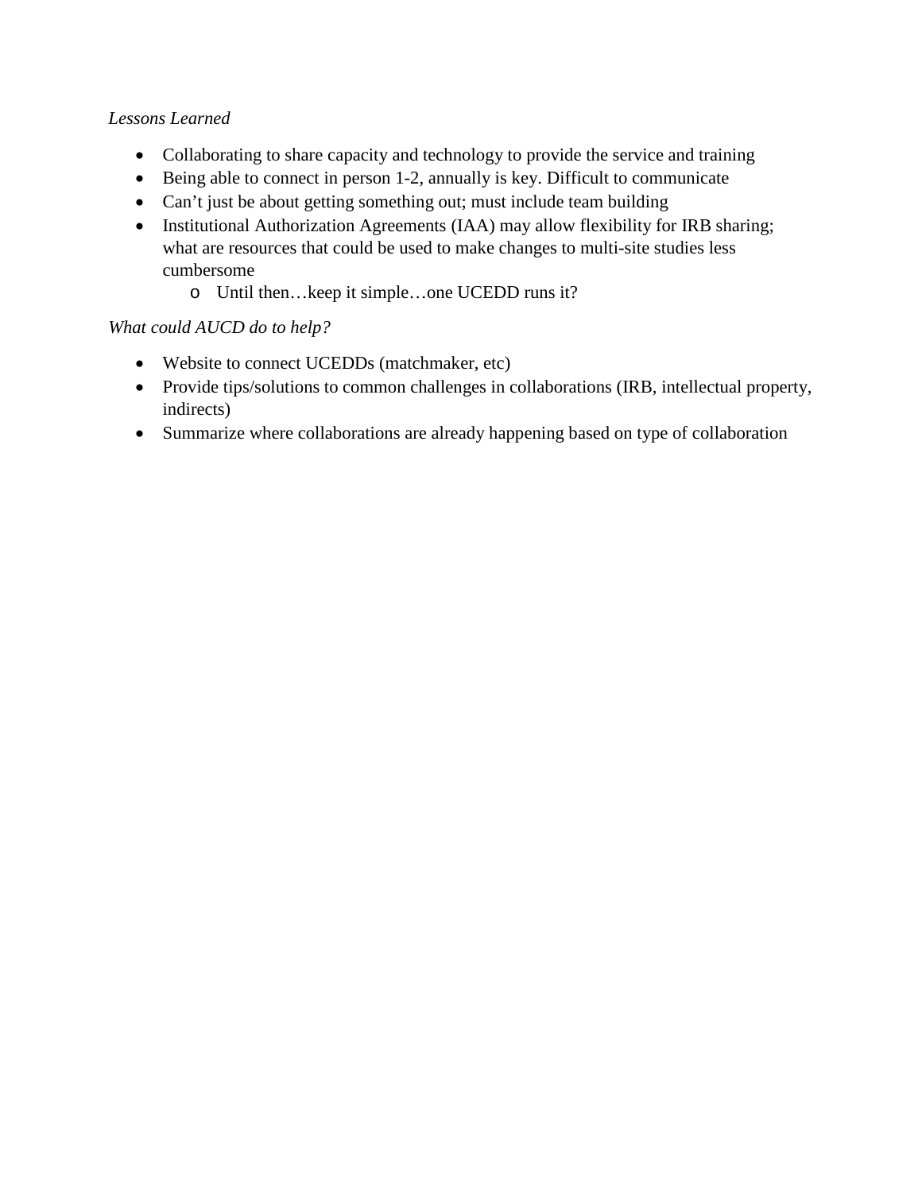*Lessons Learned*

- Collaborating to share capacity and technology to provide the service and training
- Being able to connect in person 1-2, annually is key. Difficult to communicate
- Can't just be about getting something out; must include team building
- Institutional Authorization Agreements (IAA) may allow flexibility for IRB sharing; what are resources that could be used to make changes to multi-site studies less cumbersome
  - Until then…keep it simple…one UCEDD runs it?

*What could AUCD do to help?*

- Website to connect UCEDDs (matchmaker, etc)
- Provide tips/solutions to common challenges in collaborations (IRB, intellectual property, indirects)
- Summarize where collaborations are already happening based on type of collaboration